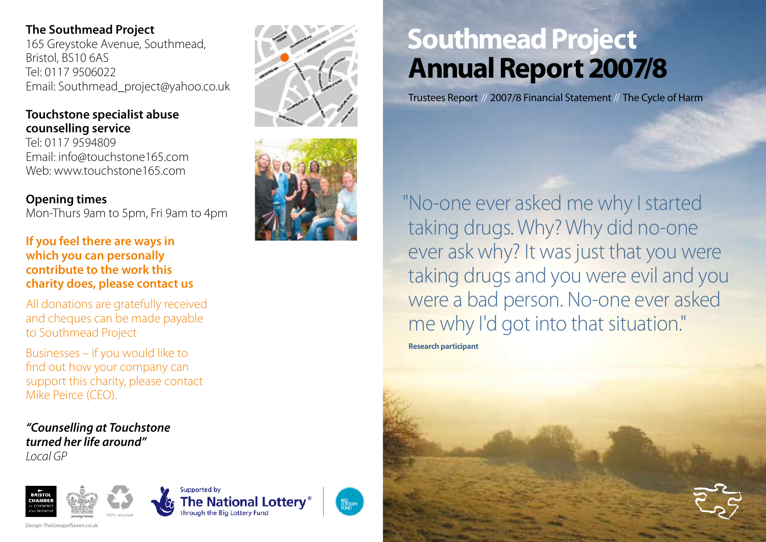**The Southmead Project**
165 Greystoke Avenue, Southmead,
Bristol, BS10 6AS
Tel: 0117 9506022
Email: Southmead_project@yahoo.co.uk

**Touchstone specialist abuse counselling service**
Tel: 0117 9594809
Email: info@touchstone165.com
Web: www.touchstone165.com

**Opening times**
Mon-Thurs 9am to 5pm, Fri 9am to 4pm

**If you feel there are ways in which you can personally contribute to the work this charity does, please contact us**

All donations are gratefully received and cheques can be made payable to Southmead Project

Businesses – if you would like to find out how your company can support this charity, please contact Mike Peirce (CEO).

***"Counselling at Touchstone turned her life around"***
*Local GP*

Supported by The National Lottery® through the Big Lottery Fund

Design: TheGroupofSeven.co.uk

# Southmead Project Annual Report 2007/8

Trustees Report // 2007/8 Financial Statement // The Cycle of Harm

"No-one ever asked me why I started taking drugs. Why? Why did no-one ever ask why? It was just that you were taking drugs and you were evil and you were a bad person. No-one ever asked me why I'd got into that situation."

**Research participant**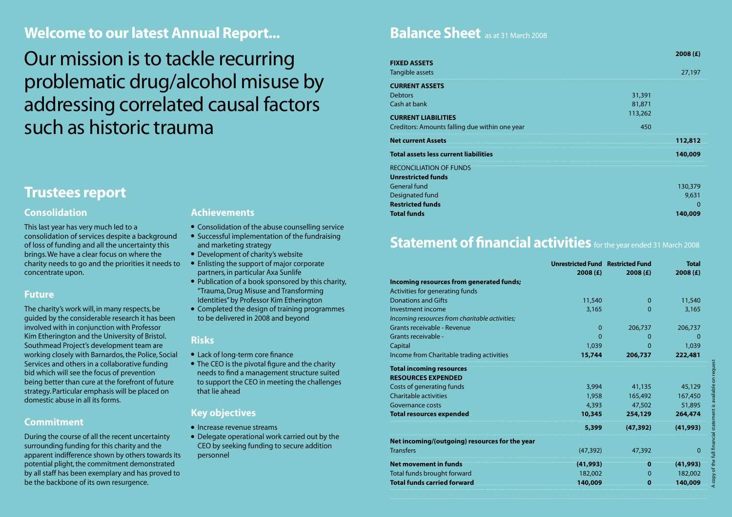# Welcome to our latest Annual Report...

Our mission is to tackle recurring problematic drug/alcohol misuse by addressing correlated causal factors such as historic trauma

## Trustees report

### Consolidation

This last year has very much led to a consolidation of services despite a background of loss of funding and all the uncertainty this brings. We have a clear focus on where the charity needs to go and the priorities it needs to concentrate upon.

### Future

The charity's work will, in many respects, be guided by the considerable research it has been involved with in conjunction with Professor Kim Etherington and the University of Bristol. Southmead Project's development team are working closely with Barnardos, the Police, Social Services and others in a collaborative funding bid which will see the focus of prevention being better than cure at the forefront of future strategy. Particular emphasis will be placed on domestic abuse in all its forms.

### Commitment

During the course of all the recent uncertainty surrounding funding for this charity and the apparent indifference shown by others towards its potential plight, the commitment demonstrated by all staff has been exemplary and has proved to be the backbone of its own resurgence.

### Achievements

- Consolidation of the abuse counselling service
- Successful implementation of the fundraising and marketing strategy
- Development of charity's website
- Enlisting the support of major corporate partners, in particular Axa Sunlife
- Publication of a book sponsored by this charity, "Trauma, Drug Misuse and Transforming Identities" by Professor Kim Etherington
- Completed the design of training programmes to be delivered in 2008 and beyond

### Risks

- Lack of long-term core finance
- The CEO is the pivotal figure and the charity needs to find a management structure suited to support the CEO in meeting the challenges that lie ahead

### Key objectives

- Increase revenue streams
- Delegate operational work carried out by the CEO by seeking funding to secure addition personnel

## Balance Sheet as at 31 March 2008

| | | 2008 (£) |
|---|---|---|
| **FIXED ASSETS** | | |
| Tangible assets | | 27,197 |
| **CURRENT ASSETS** | | |
| Debtors | 31,391 | |
| Cash at bank | 81,871 | |
| | 113,262 | |
| **CURRENT LIABILITIES** | | |
| Creditors: Amounts falling due within one year | 450 | |
| **Net current Assets** | | **112,812** |
| **Total assets less current liabilities** | | **140,009** |
| RECONCILIATION OF FUNDS | | |
| **Unrestricted funds** | | |
| General fund | | 130,379 |
| Designated fund | | 9,631 |
| **Restricted funds** | | 0 |
| **Total funds** | | **140,009** |

## Statement of financial activities for the year ended 31 March 2008

| | Unrestricted Fund 2008 (£) | Restricted Fund 2008 (£) | Total 2008 (£) |
|---|---|---|---|
| **Incoming resources from generated funds;** | | | |
| Activities for generating funds | | | |
| Donations and Gifts | 11,540 | 0 | 11,540 |
| Investment income | 3,165 | 0 | 3,165 |
| *Incoming resources from charitable activities;* | | | |
| Grants receivable - Revenue | 0 | 206,737 | 206,737 |
| Grants receivable - | 0 | 0 | 0 |
| Capital | 1,039 | 0 | 1,039 |
| Income from Charitable trading activities | **15,744** | **206,737** | **222,481** |
| **Total incoming resources** | | | |
| **RESOURCES EXPENDED** | | | |
| Costs of generating funds | 3,994 | 41,135 | 45,129 |
| Charitable activities | 1,958 | 165,492 | 167,450 |
| Governance costs | 4,393 | 47,502 | 51,895 |
| **Total resources expended** | **10,345** | **254,129** | **264,474** |
| | **5,399** | **(47,392)** | **(41,993)** |
| **Net incoming/(outgoing) resources for the year** | | | |
| Transfers | (47,392) | 47,392 | 0 |
| **Net movement in funds** | **(41,993)** | **0** | **(41,993)** |
| Total funds brought forward | 182,002 | 0 | 182,002 |
| **Total funds carried forward** | **140,009** | **0** | **140,009** |

A copy of the full financial statement is available on request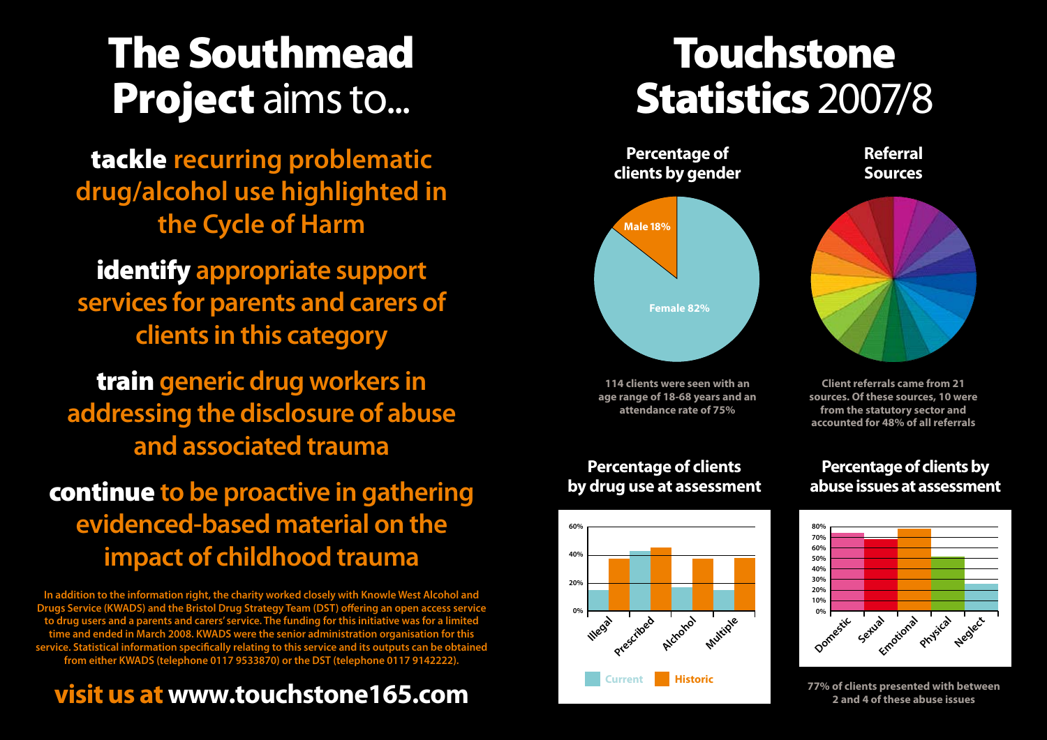# The Southmead Project aims to...

**tackle** recurring problematic drug/alcohol use highlighted in the Cycle of Harm

**identify** appropriate support services for parents and carers of clients in this category

**train** generic drug workers in addressing the disclosure of abuse and associated trauma

**continue** to be proactive in gathering evidenced-based material on the impact of childhood trauma

In addition to the information right, the charity worked closely with Knowle West Alcohol and Drugs Service (KWADS) and the Bristol Drug Strategy Team (DST) offering an open access service to drug users and a parents and carers' service. The funding for this initiative was for a limited time and ended in March 2008. KWADS were the senior administration organisation for this service. Statistical information specifically relating to this service and its outputs can be obtained from either KWADS (telephone 0117 9533870) or the DST (telephone 0117 9142222).

**visit us at www.touchstone165.com**

# Touchstone Statistics 2007/8

### Percentage of clients by gender

- Male 18%
- Female 82%

114 clients were seen with an age range of 18-68 years and an attendance rate of 75%

### Referral Sources

Client referrals came from 21 sources. Of these sources, 10 were from the statutory sector and accounted for 48% of all referrals

### Percentage of clients by drug use at assessment

| | Current | Historic |
|---|---|---|
| Illegal | ~15% | ~37% |
| Prescribed | ~42% | ~45% |
| Alchohol | ~17% | ~37% |
| Multiple | ~15% | ~38% |

### Percentage of clients by abuse issues at assessment

| Abuse issue | Percentage |
|---|---|
| Domestic | ~74% |
| Sexual | ~68% |
| Emotional | ~78% |
| Physical | ~52% |
| Neglect | ~26% |

77% of clients presented with between 2 and 4 of these abuse issues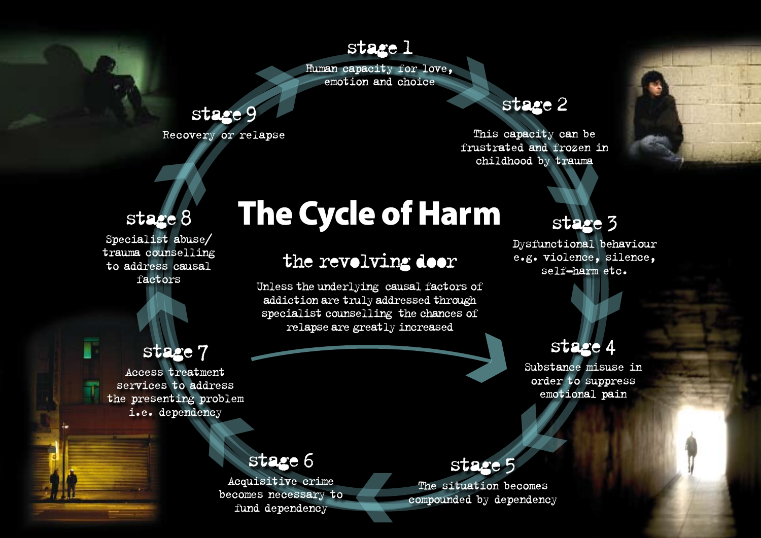# The Cycle of Harm

## the revolving door

Unless the underlying causal factors of addiction are truly addressed through specialist counselling the chances of relapse are greatly increased

**stage 1**
Human capacity for love, emotion and choice

**stage 2**
This capacity can be frustrated and frozen in childhood by trauma

**stage 3**
Dysfunctional behaviour e.g. violence, silence, self-harm etc.

**stage 4**
Substance misuse in order to suppress emotional pain

**stage 5**
The situation becomes compounded by dependency

**stage 6**
Acquisitive crime becomes necessary to fund dependency

**stage 7**
Access treatment services to address the presenting problem i.e. dependency

**stage 8**
Specialist abuse/ trauma counselling to address causal factors

**stage 9**
Recovery or relapse